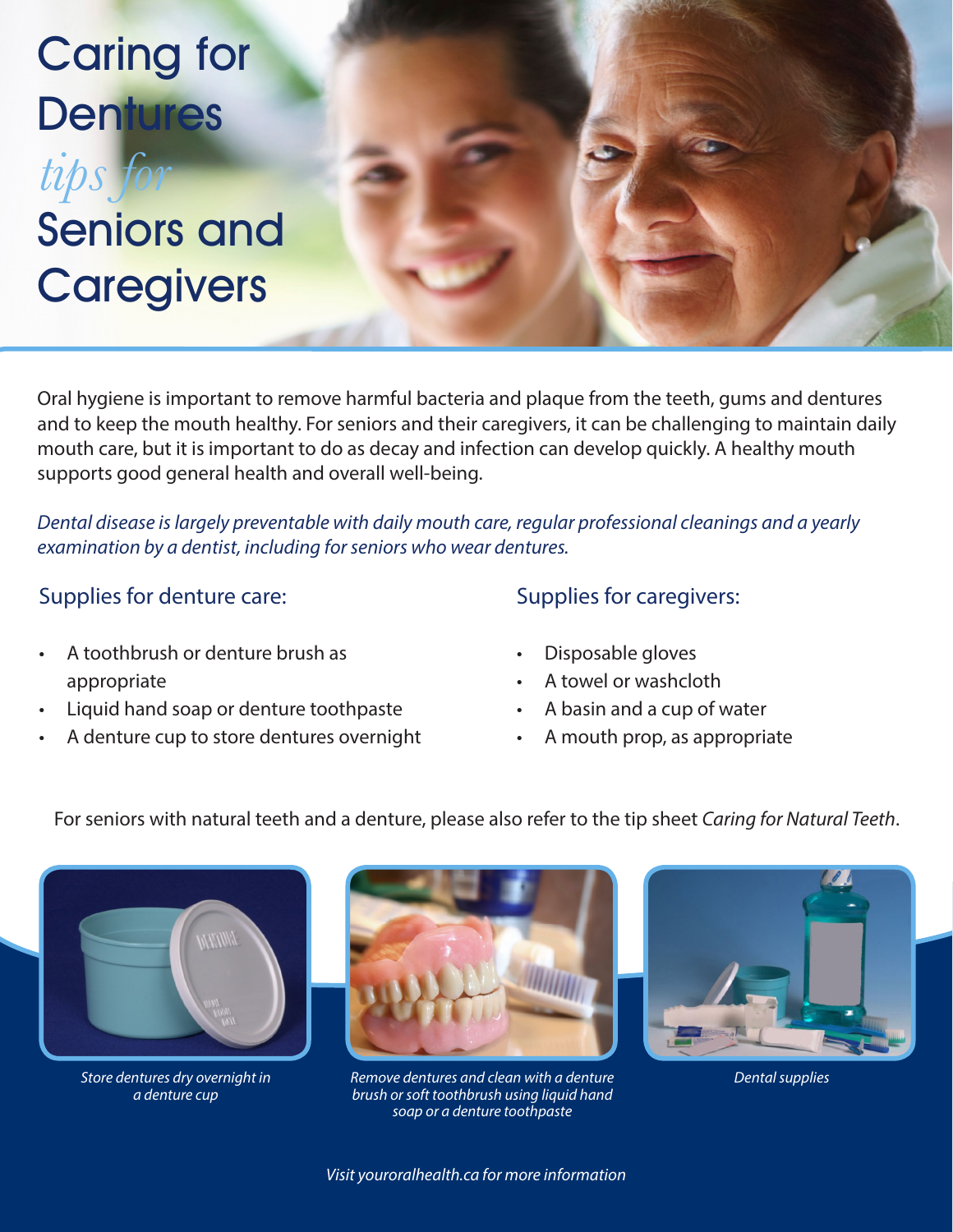# Caring for Dentures

*tips for*

# Seniors and Caregivers

Oral hygiene is important to remove harmful bacteria and plaque from the teeth, gums and dentures and to keep the mouth healthy. For seniors and their caregivers, it can be challenging to maintain daily mouth care, but it is important to do as decay and infection can develop quickly. A healthy mouth supports good general health and overall well-being.

*Dental disease is largely preventable with daily mouth care, regular professional cleanings and a yearly examination by a dentist, including for seniors who wear dentures.*

## Supplies for denture care:

- A toothbrush or denture brush as appropriate
- Liquid hand soap or denture toothpaste
- A denture cup to store dentures overnight

## Supplies for caregivers:

- Disposable gloves
- A towel or washcloth
- A basin and a cup of water
- A mouth prop, as appropriate

For seniors with natural teeth and a denture, please also refer to the tip sheet *Caring for Natural Teeth*.

*Store dentures dry overnight in a denture cup*

*Remove dentures and clean with a denture brush or soft toothbrush using liquid hand soap or a denture toothpaste*

*Dental supplies*

*Visit youroralhealth.ca for more information*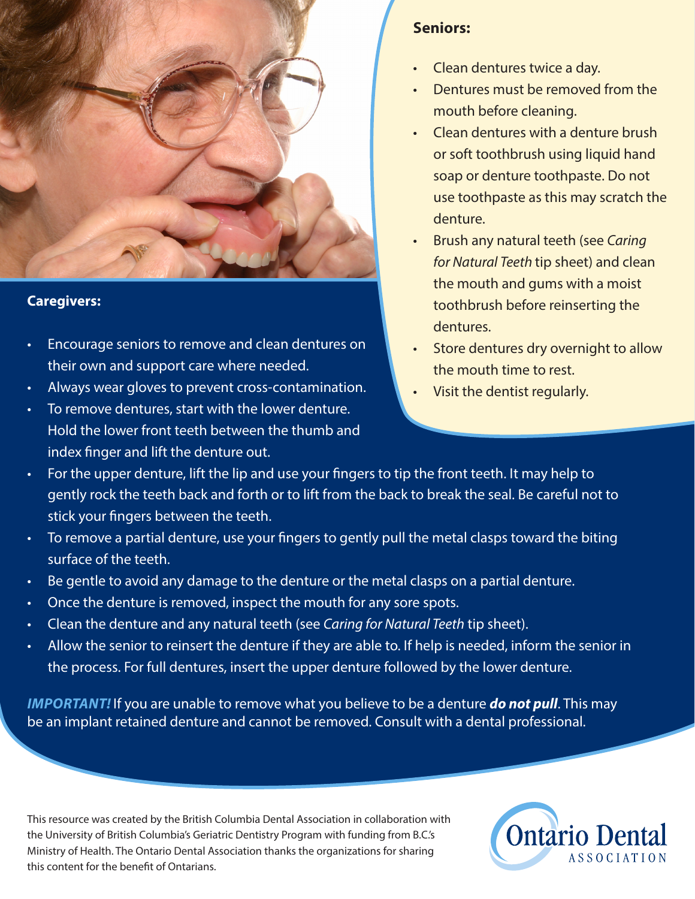## Seniors:

- Clean dentures twice a day.
- Dentures must be removed from the mouth before cleaning.
- Clean dentures with a denture brush or soft toothbrush using liquid hand soap or denture toothpaste. Do not use toothpaste as this may scratch the denture.
- Brush any natural teeth (see *Caring for Natural Teeth* tip sheet) and clean the mouth and gums with a moist toothbrush before reinserting the dentures.
- Store dentures dry overnight to allow the mouth time to rest.
- Visit the dentist regularly.

## Caregivers:

- Encourage seniors to remove and clean dentures on their own and support care where needed.
- Always wear gloves to prevent cross-contamination.
- To remove dentures, start with the lower denture. Hold the lower front teeth between the thumb and index finger and lift the denture out.
- For the upper denture, lift the lip and use your fingers to tip the front teeth. It may help to gently rock the teeth back and forth or to lift from the back to break the seal. Be careful not to stick your fingers between the teeth.
- To remove a partial denture, use your fingers to gently pull the metal clasps toward the biting surface of the teeth.
- Be gentle to avoid any damage to the denture or the metal clasps on a partial denture.
- Once the denture is removed, inspect the mouth for any sore spots.
- Clean the denture and any natural teeth (see *Caring for Natural Teeth* tip sheet).
- Allow the senior to reinsert the denture if they are able to. If help is needed, inform the senior in the process. For full dentures, insert the upper denture followed by the lower denture.

***IMPORTANT!*** If you are unable to remove what you believe to be a denture ***do not pull***. This may be an implant retained denture and cannot be removed. Consult with a dental professional.

This resource was created by the British Columbia Dental Association in collaboration with the University of British Columbia's Geriatric Dentistry Program with funding from B.C.'s Ministry of Health. The Ontario Dental Association thanks the organizations for sharing this content for the benefit of Ontarians.

Ontario Dental Association